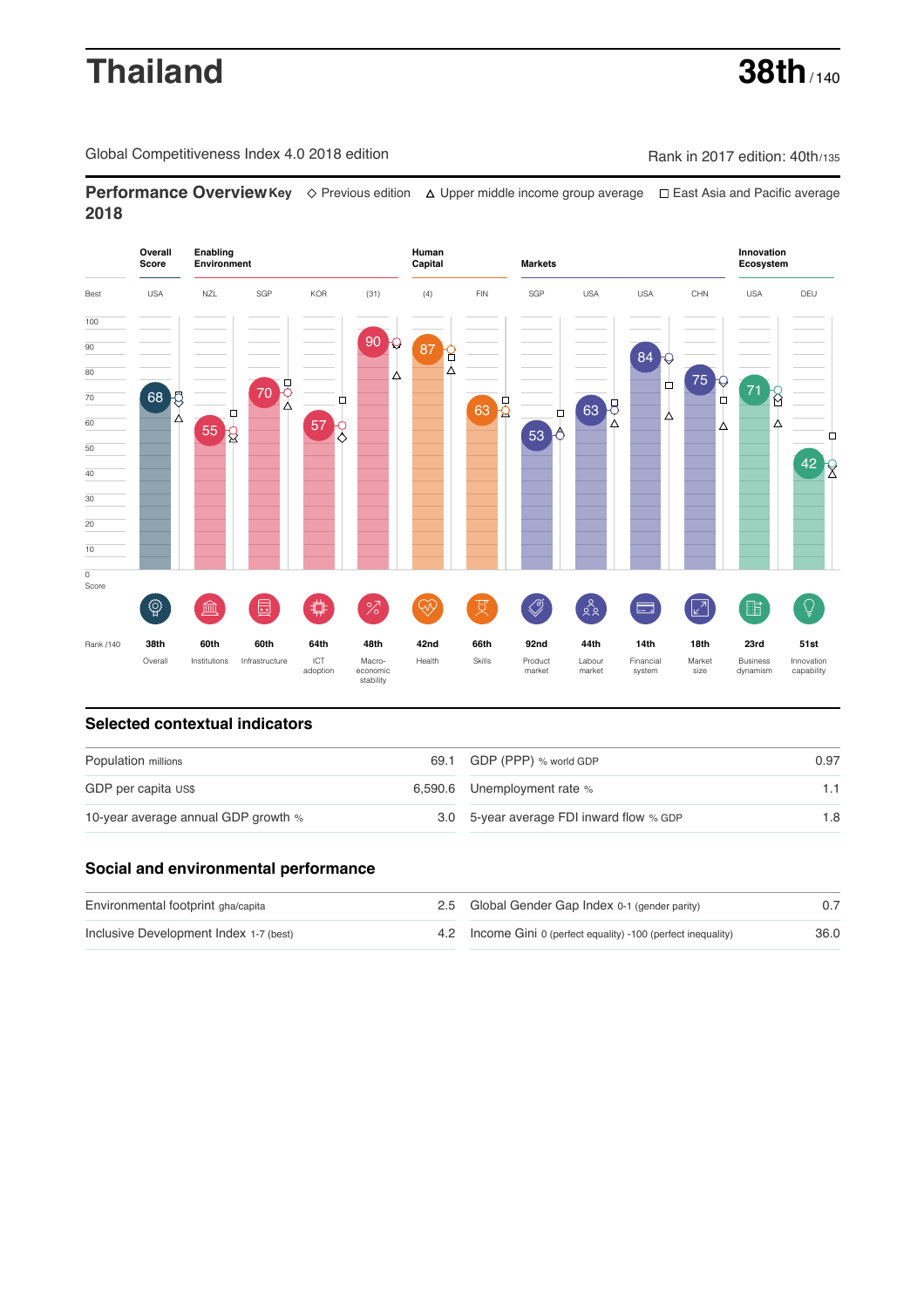# Thailand

**38th** / 140

Global Competitiveness Index 4.0 2018 edition

Rank in 2017 edition: 40th/135

## Performance Overview 2018

Key ◇ Previous edition △ Upper middle income group average □ East Asia and Pacific average

| | Overall Score | Enabling Environment | | | | Human Capital | | Markets | | | | Innovation Ecosystem | |
|---|---|---|---|---|---|---|---|---|---|---|---|---|---|
| Best | USA | NZL | SGP | KOR | (31) | (4) | FIN | SGP | USA | USA | CHN | USA | DEU |
| Score | 68 | 55 | 70 | 57 | 90 | 87 | 63 | 53 | 63 | 84 | 75 | 71 | 42 |
| Rank /140 | 38th | 60th | 60th | 64th | 48th | 42nd | 66th | 92nd | 44th | 14th | 18th | 23rd | 51st |
| | Overall | Institutions | Infrastructure | ICT adoption | Macro-economic stability | Health | Skills | Product market | Labour market | Financial system | Market size | Business dynamism | Innovation capability |

## Selected contextual indicators

| | | | |
|---|---|---|---|
| Population millions | 69.1 | GDP (PPP) % world GDP | 0.97 |
| GDP per capita US$ | 6,590.6 | Unemployment rate % | 1.1 |
| 10-year average annual GDP growth % | 3.0 | 5-year average FDI inward flow % GDP | 1.8 |

## Social and environmental performance

| | | | |
|---|---|---|---|
| Environmental footprint gha/capita | 2.5 | Global Gender Gap Index 0-1 (gender parity) | 0.7 |
| Inclusive Development Index 1-7 (best) | 4.2 | Income Gini 0 (perfect equality) -100 (perfect inequality) | 36.0 |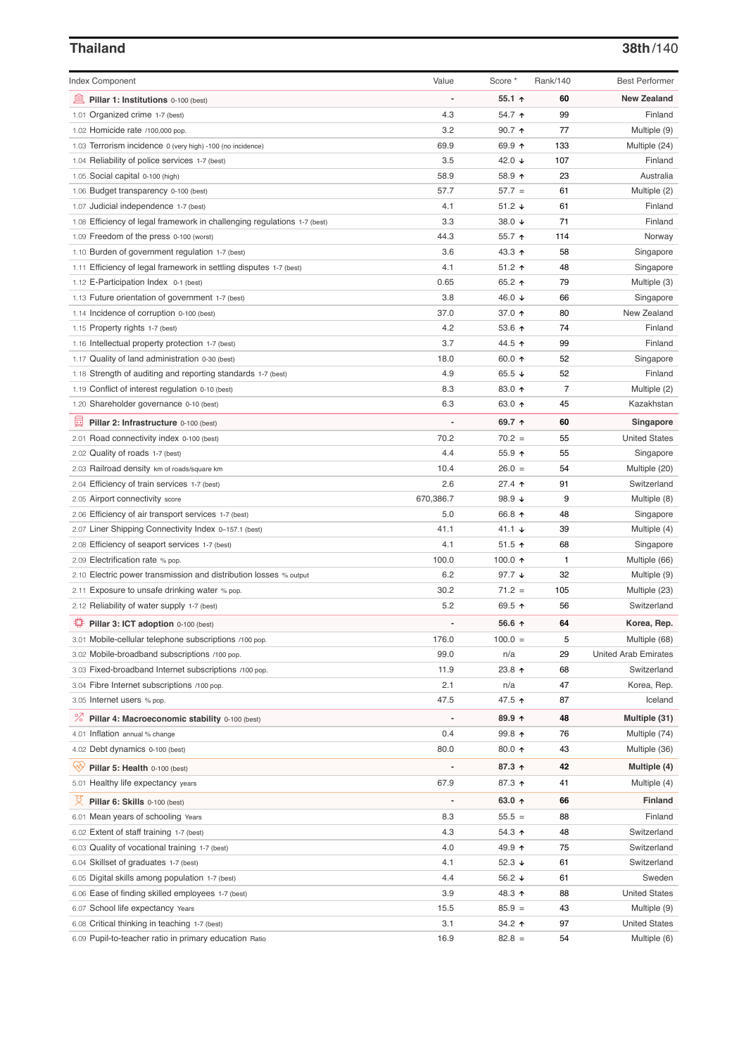## Thailand

**38th**/140

| Index Component | Value | Score * | Rank/140 | Best Performer |
|---|---|---|---|---|
| **Pillar 1: Institutions** 0-100 (best) | - | **55.1 ↑** | **60** | **New Zealand** |
| 1.01 Organized crime 1-7 (best) | 4.3 | 54.7 ↑ | 99 | Finland |
| 1.02 Homicide rate /100,000 pop. | 3.2 | 90.7 ↑ | 77 | Multiple (9) |
| 1.03 Terrorism incidence 0 (very high) -100 (no incidence) | 69.9 | 69.9 ↑ | 133 | Multiple (24) |
| 1.04 Reliability of police services 1-7 (best) | 3.5 | 42.0 ↓ | 107 | Finland |
| 1.05 Social capital 0-100 (high) | 58.9 | 58.9 ↑ | 23 | Australia |
| 1.06 Budget transparency 0-100 (best) | 57.7 | 57.7 = | 61 | Multiple (2) |
| 1.07 Judicial independence 1-7 (best) | 4.1 | 51.2 ↓ | 61 | Finland |
| 1.08 Efficiency of legal framework in challenging regulations 1-7 (best) | 3.3 | 38.0 ↓ | 71 | Finland |
| 1.09 Freedom of the press 0-100 (worst) | 44.3 | 55.7 ↑ | 114 | Norway |
| 1.10 Burden of government regulation 1-7 (best) | 3.6 | 43.3 ↑ | 58 | Singapore |
| 1.11 Efficiency of legal framework in settling disputes 1-7 (best) | 4.1 | 51.2 ↑ | 48 | Singapore |
| 1.12 E-Participation Index 0-1 (best) | 0.65 | 65.2 ↑ | 79 | Multiple (3) |
| 1.13 Future orientation of government 1-7 (best) | 3.8 | 46.0 ↓ | 66 | Singapore |
| 1.14 Incidence of corruption 0-100 (best) | 37.0 | 37.0 ↑ | 80 | New Zealand |
| 1.15 Property rights 1-7 (best) | 4.2 | 53.6 ↑ | 74 | Finland |
| 1.16 Intellectual property protection 1-7 (best) | 3.7 | 44.5 ↑ | 99 | Finland |
| 1.17 Quality of land administration 0-30 (best) | 18.0 | 60.0 ↑ | 52 | Singapore |
| 1.18 Strength of auditing and reporting standards 1-7 (best) | 4.9 | 65.5 ↓ | 52 | Finland |
| 1.19 Conflict of interest regulation 0-10 (best) | 8.3 | 83.0 ↑ | 7 | Multiple (2) |
| 1.20 Shareholder governance 0-10 (best) | 6.3 | 63.0 ↑ | 45 | Kazakhstan |
| **Pillar 2: Infrastructure** 0-100 (best) | - | **69.7 ↑** | **60** | **Singapore** |
| 2.01 Road connectivity index 0-100 (best) | 70.2 | 70.2 = | 55 | United States |
| 2.02 Quality of roads 1-7 (best) | 4.4 | 55.9 ↑ | 55 | Singapore |
| 2.03 Railroad density km of roads/square km | 10.4 | 26.0 = | 54 | Multiple (20) |
| 2.04 Efficiency of train services 1-7 (best) | 2.6 | 27.4 ↑ | 91 | Switzerland |
| 2.05 Airport connectivity score | 670,386.7 | 98.9 ↓ | 9 | Multiple (8) |
| 2.06 Efficiency of air transport services 1-7 (best) | 5.0 | 66.8 ↑ | 48 | Singapore |
| 2.07 Liner Shipping Connectivity Index 0–157.1 (best) | 41.1 | 41.1 ↓ | 39 | Multiple (4) |
| 2.08 Efficiency of seaport services 1-7 (best) | 4.1 | 51.5 ↑ | 68 | Singapore |
| 2.09 Electrification rate % pop. | 100.0 | 100.0 ↑ | 1 | Multiple (66) |
| 2.10 Electric power transmission and distribution losses % output | 6.2 | 97.7 ↓ | 32 | Multiple (9) |
| 2.11 Exposure to unsafe drinking water % pop. | 30.2 | 71.2 = | 105 | Multiple (23) |
| 2.12 Reliability of water supply 1-7 (best) | 5.2 | 69.5 ↑ | 56 | Switzerland |
| **Pillar 3: ICT adoption** 0-100 (best) | - | **56.6 ↑** | **64** | **Korea, Rep.** |
| 3.01 Mobile-cellular telephone subscriptions /100 pop. | 176.0 | 100.0 = | 5 | Multiple (68) |
| 3.02 Mobile-broadband subscriptions /100 pop. | 99.0 | n/a | 29 | United Arab Emirates |
| 3.03 Fixed-broadband Internet subscriptions /100 pop. | 11.9 | 23.8 ↑ | 68 | Switzerland |
| 3.04 Fibre Internet subscriptions /100 pop. | 2.1 | n/a | 47 | Korea, Rep. |
| 3.05 Internet users % pop. | 47.5 | 47.5 ↑ | 87 | Iceland |
| **Pillar 4: Macroeconomic stability** 0-100 (best) | - | **89.9 ↑** | **48** | **Multiple (31)** |
| 4.01 Inflation annual % change | 0.4 | 99.8 ↑ | 76 | Multiple (74) |
| 4.02 Debt dynamics 0-100 (best) | 80.0 | 80.0 ↑ | 43 | Multiple (36) |
| **Pillar 5: Health** 0-100 (best) | - | **87.3 ↑** | **42** | **Multiple (4)** |
| 5.01 Healthy life expectancy years | 67.9 | 87.3 ↑ | 41 | Multiple (4) |
| **Pillar 6: Skills** 0-100 (best) | - | **63.0 ↑** | **66** | **Finland** |
| 6.01 Mean years of schooling Years | 8.3 | 55.5 = | 88 | Finland |
| 6.02 Extent of staff training 1-7 (best) | 4.3 | 54.3 ↑ | 48 | Switzerland |
| 6.03 Quality of vocational training 1-7 (best) | 4.0 | 49.9 ↑ | 75 | Switzerland |
| 6.04 Skillset of graduates 1-7 (best) | 4.1 | 52.3 ↓ | 61 | Switzerland |
| 6.05 Digital skills among population 1-7 (best) | 4.4 | 56.2 ↓ | 61 | Sweden |
| 6.06 Ease of finding skilled employees 1-7 (best) | 3.9 | 48.3 ↑ | 88 | United States |
| 6.07 School life expectancy Years | 15.5 | 85.9 = | 43 | Multiple (9) |
| 6.08 Critical thinking in teaching 1-7 (best) | 3.1 | 34.2 ↑ | 97 | United States |
| 6.09 Pupil-to-teacher ratio in primary education Ratio | 16.9 | 82.8 = | 54 | Multiple (6) |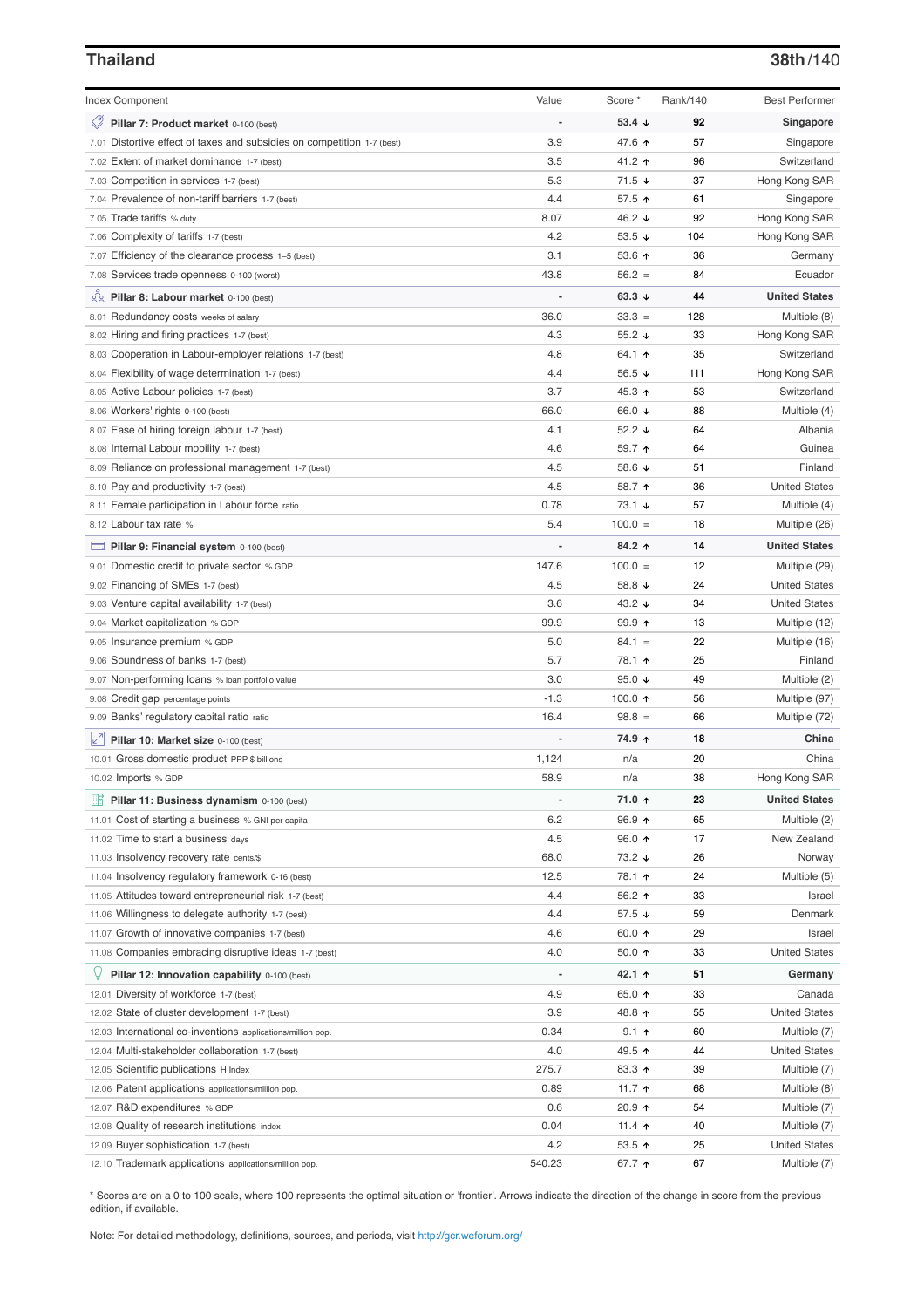## Thailand

**38th**/140

| Index Component | Value | Score * | Rank/140 | Best Performer |
|---|---|---|---|---|
| **Pillar 7: Product market** 0-100 (best) | - | **53.4 ↓** | **92** | **Singapore** |
| 7.01 Distortive effect of taxes and subsidies on competition 1-7 (best) | 3.9 | 47.6 ↑ | 57 | Singapore |
| 7.02 Extent of market dominance 1-7 (best) | 3.5 | 41.2 ↑ | 96 | Switzerland |
| 7.03 Competition in services 1-7 (best) | 5.3 | 71.5 ↓ | 37 | Hong Kong SAR |
| 7.04 Prevalence of non-tariff barriers 1-7 (best) | 4.4 | 57.5 ↑ | 61 | Singapore |
| 7.05 Trade tariffs % duty | 8.07 | 46.2 ↓ | 92 | Hong Kong SAR |
| 7.06 Complexity of tariffs 1-7 (best) | 4.2 | 53.5 ↓ | 104 | Hong Kong SAR |
| 7.07 Efficiency of the clearance process 1–5 (best) | 3.1 | 53.6 ↑ | 36 | Germany |
| 7.08 Services trade openness 0-100 (worst) | 43.8 | 56.2 = | 84 | Ecuador |
| **Pillar 8: Labour market** 0-100 (best) | - | **63.3 ↓** | **44** | **United States** |
| 8.01 Redundancy costs weeks of salary | 36.0 | 33.3 = | 128 | Multiple (8) |
| 8.02 Hiring and firing practices 1-7 (best) | 4.3 | 55.2 ↓ | 33 | Hong Kong SAR |
| 8.03 Cooperation in Labour-employer relations 1-7 (best) | 4.8 | 64.1 ↑ | 35 | Switzerland |
| 8.04 Flexibility of wage determination 1-7 (best) | 4.4 | 56.5 ↓ | 111 | Hong Kong SAR |
| 8.05 Active Labour policies 1-7 (best) | 3.7 | 45.3 ↑ | 53 | Switzerland |
| 8.06 Workers' rights 0-100 (best) | 66.0 | 66.0 ↓ | 88 | Multiple (4) |
| 8.07 Ease of hiring foreign labour 1-7 (best) | 4.1 | 52.2 ↓ | 64 | Albania |
| 8.08 Internal Labour mobility 1-7 (best) | 4.6 | 59.7 ↑ | 64 | Guinea |
| 8.09 Reliance on professional management 1-7 (best) | 4.5 | 58.6 ↓ | 51 | Finland |
| 8.10 Pay and productivity 1-7 (best) | 4.5 | 58.7 ↑ | 36 | United States |
| 8.11 Female participation in Labour force ratio | 0.78 | 73.1 ↓ | 57 | Multiple (4) |
| 8.12 Labour tax rate % | 5.4 | 100.0 = | 18 | Multiple (26) |
| **Pillar 9: Financial system** 0-100 (best) | - | **84.2 ↑** | **14** | **United States** |
| 9.01 Domestic credit to private sector % GDP | 147.6 | 100.0 = | 12 | Multiple (29) |
| 9.02 Financing of SMEs 1-7 (best) | 4.5 | 58.8 ↓ | 24 | United States |
| 9.03 Venture capital availability 1-7 (best) | 3.6 | 43.2 ↓ | 34 | United States |
| 9.04 Market capitalization % GDP | 99.9 | 99.9 ↑ | 13 | Multiple (12) |
| 9.05 Insurance premium % GDP | 5.0 | 84.1 = | 22 | Multiple (16) |
| 9.06 Soundness of banks 1-7 (best) | 5.7 | 78.1 ↑ | 25 | Finland |
| 9.07 Non-performing loans % loan portfolio value | 3.0 | 95.0 ↓ | 49 | Multiple (2) |
| 9.08 Credit gap percentage points | -1.3 | 100.0 ↑ | 56 | Multiple (97) |
| 9.09 Banks' regulatory capital ratio ratio | 16.4 | 98.8 = | 66 | Multiple (72) |
| **Pillar 10: Market size** 0-100 (best) | - | **74.9 ↑** | **18** | **China** |
| 10.01 Gross domestic product PPP $ billions | 1,124 | n/a | 20 | China |
| 10.02 Imports % GDP | 58.9 | n/a | 38 | Hong Kong SAR |
| **Pillar 11: Business dynamism** 0-100 (best) | - | **71.0 ↑** | **23** | **United States** |
| 11.01 Cost of starting a business % GNI per capita | 6.2 | 96.9 ↑ | 65 | Multiple (2) |
| 11.02 Time to start a business days | 4.5 | 96.0 ↑ | 17 | New Zealand |
| 11.03 Insolvency recovery rate cents/$ | 68.0 | 73.2 ↓ | 26 | Norway |
| 11.04 Insolvency regulatory framework 0-16 (best) | 12.5 | 78.1 ↑ | 24 | Multiple (5) |
| 11.05 Attitudes toward entrepreneurial risk 1-7 (best) | 4.4 | 56.2 ↑ | 33 | Israel |
| 11.06 Willingness to delegate authority 1-7 (best) | 4.4 | 57.5 ↓ | 59 | Denmark |
| 11.07 Growth of innovative companies 1-7 (best) | 4.6 | 60.0 ↑ | 29 | Israel |
| 11.08 Companies embracing disruptive ideas 1-7 (best) | 4.0 | 50.0 ↑ | 33 | United States |
| **Pillar 12: Innovation capability** 0-100 (best) | - | **42.1 ↑** | **51** | **Germany** |
| 12.01 Diversity of workforce 1-7 (best) | 4.9 | 65.0 ↑ | 33 | Canada |
| 12.02 State of cluster development 1-7 (best) | 3.9 | 48.8 ↑ | 55 | United States |
| 12.03 International co-inventions applications/million pop. | 0.34 | 9.1 ↑ | 60 | Multiple (7) |
| 12.04 Multi-stakeholder collaboration 1-7 (best) | 4.0 | 49.5 ↑ | 44 | United States |
| 12.05 Scientific publications H Index | 275.7 | 83.3 ↑ | 39 | Multiple (7) |
| 12.06 Patent applications applications/million pop. | 0.89 | 11.7 ↑ | 68 | Multiple (8) |
| 12.07 R&D expenditures % GDP | 0.6 | 20.9 ↑ | 54 | Multiple (7) |
| 12.08 Quality of research institutions index | 0.04 | 11.4 ↑ | 40 | Multiple (7) |
| 12.09 Buyer sophistication 1-7 (best) | 4.2 | 53.5 ↑ | 25 | United States |
| 12.10 Trademark applications applications/million pop. | 540.23 | 67.7 ↑ | 67 | Multiple (7) |

* Scores are on a 0 to 100 scale, where 100 represents the optimal situation or 'frontier'. Arrows indicate the direction of the change in score from the previous edition, if available.

Note: For detailed methodology, definitions, sources, and periods, visit http://gcr.weforum.org/